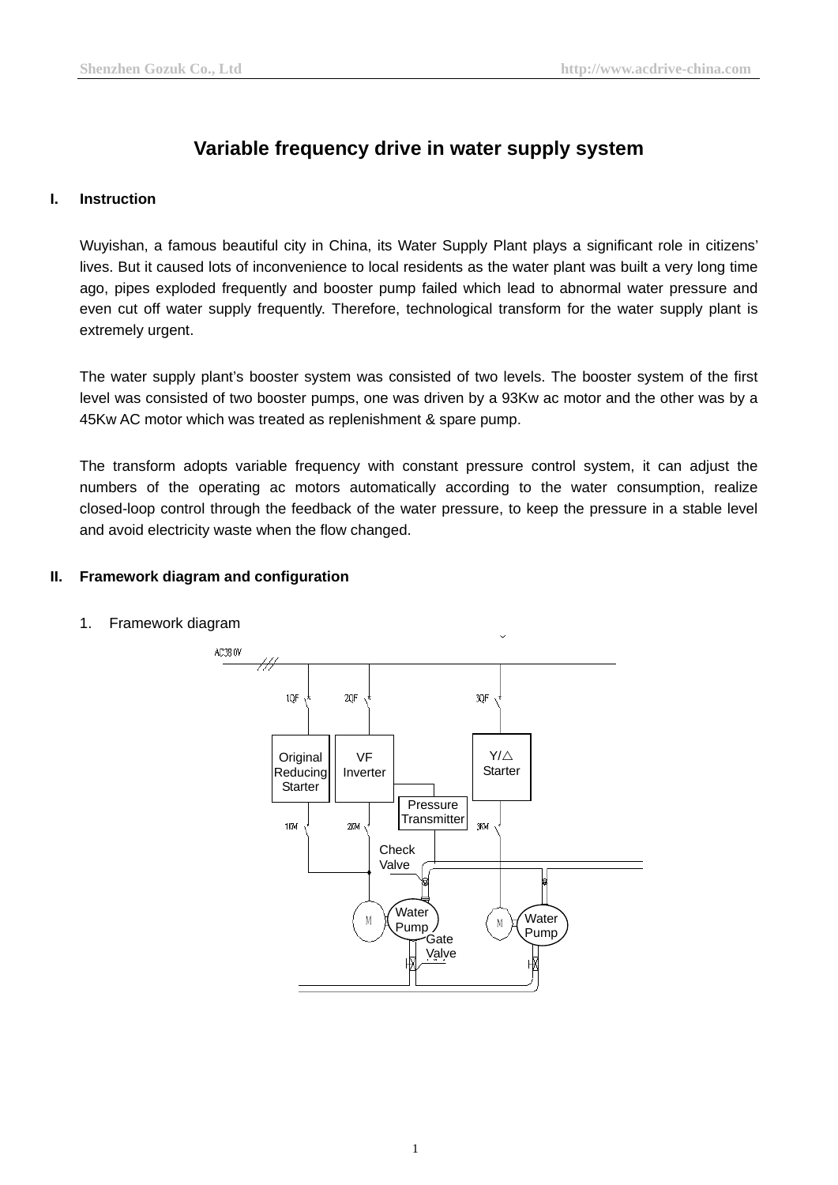# Variable frequency drive in water supply system

## I. Instruction

Wuyishan, a famous beautiful city in China, its Water Supply Plant plays a significant role in citizens' lives. But it caused lots of inconvenience to local residents as the water plant was built a very long time ago, pipes exploded frequently and booster pump failed which lead to abnormal water pressure and even cut off water supply frequently. Therefore, technological transform for the water supply plant is extremely urgent.

The water supply plant's booster system was consisted of two levels. The booster system of the first level was consisted of two booster pumps, one was driven by a 93Kw ac motor and the other was by a 45Kw AC motor which was treated as replenishment & spare pump.

The transform adopts variable frequency with constant pressure control system, it can adjust the numbers of the operating ac motors automatically according to the water consumption, realize closed-loop control through the feedback of the water pressure, to keep the pressure in a stable level and avoid electricity waste when the flow changed.

## II. Framework diagram and configuration

1. Framework diagram

AC380V

1QF 2QF 3QF

Original Reducing Starter | VF Inverter | Y/△ Starter

Pressure Transmitter

1KM 2KM 3KM

Check Valve

M Water Pump | M Water Pump

Gate Valve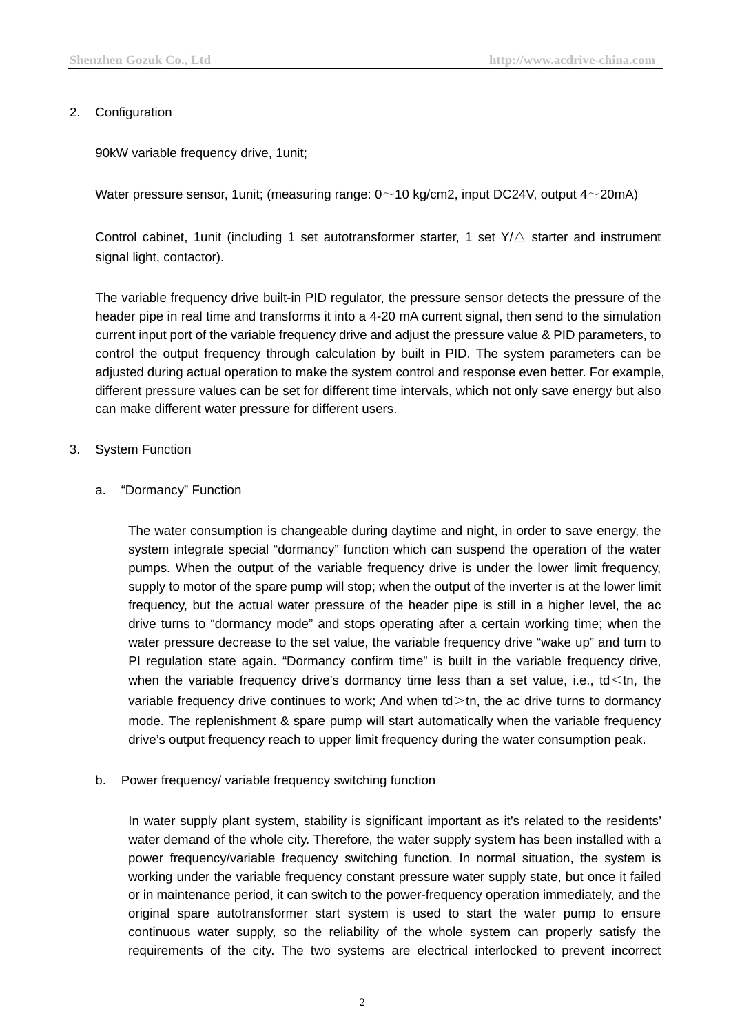2. Configuration

   90kW variable frequency drive, 1unit;

   Water pressure sensor, 1unit; (measuring range: 0～10 kg/cm2, input DC24V, output 4～20mA)

   Control cabinet, 1unit (including 1 set autotransformer starter, 1 set Y/△ starter and instrument signal light, contactor).

   The variable frequency drive built-in PID regulator, the pressure sensor detects the pressure of the header pipe in real time and transforms it into a 4-20 mA current signal, then send to the simulation current input port of the variable frequency drive and adjust the pressure value & PID parameters, to control the output frequency through calculation by built in PID. The system parameters can be adjusted during actual operation to make the system control and response even better. For example, different pressure values can be set for different time intervals, which not only save energy but also can make different water pressure for different users.

3. System Function

   a. "Dormancy" Function

      The water consumption is changeable during daytime and night, in order to save energy, the system integrate special "dormancy" function which can suspend the operation of the water pumps. When the output of the variable frequency drive is under the lower limit frequency, supply to motor of the spare pump will stop; when the output of the inverter is at the lower limit frequency, but the actual water pressure of the header pipe is still in a higher level, the ac drive turns to "dormancy mode" and stops operating after a certain working time; when the water pressure decrease to the set value, the variable frequency drive "wake up" and turn to PI regulation state again. "Dormancy confirm time" is built in the variable frequency drive, when the variable frequency drive's dormancy time less than a set value, i.e., td＜tn, the variable frequency drive continues to work; And when td＞tn, the ac drive turns to dormancy mode. The replenishment & spare pump will start automatically when the variable frequency drive's output frequency reach to upper limit frequency during the water consumption peak.

   b. Power frequency/ variable frequency switching function

      In water supply plant system, stability is significant important as it's related to the residents' water demand of the whole city. Therefore, the water supply system has been installed with a power frequency/variable frequency switching function. In normal situation, the system is working under the variable frequency constant pressure water supply state, but once it failed or in maintenance period, it can switch to the power-frequency operation immediately, and the original spare autotransformer start system is used to start the water pump to ensure continuous water supply, so the reliability of the whole system can properly satisfy the requirements of the city. The two systems are electrical interlocked to prevent incorrect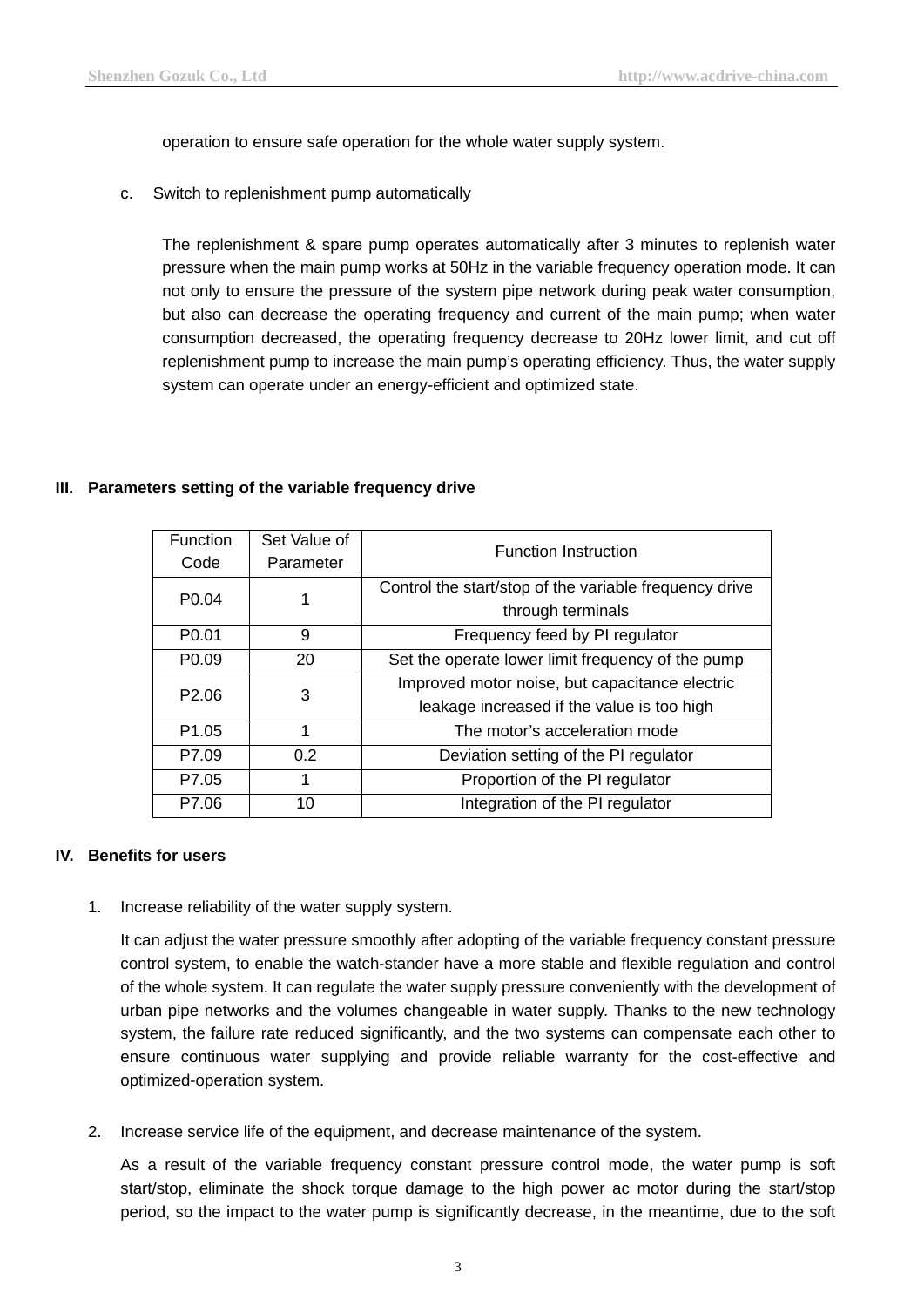operation to ensure safe operation for the whole water supply system.

c. Switch to replenishment pump automatically

The replenishment & spare pump operates automatically after 3 minutes to replenish water pressure when the main pump works at 50Hz in the variable frequency operation mode. It can not only to ensure the pressure of the system pipe network during peak water consumption, but also can decrease the operating frequency and current of the main pump; when water consumption decreased, the operating frequency decrease to 20Hz lower limit, and cut off replenishment pump to increase the main pump's operating efficiency. Thus, the water supply system can operate under an energy-efficient and optimized state.

## III. Parameters setting of the variable frequency drive

| Function Code | Set Value of Parameter | Function Instruction |
|---|---|---|
| P0.04 | 1 | Control the start/stop of the variable frequency drive through terminals |
| P0.01 | 9 | Frequency feed by PI regulator |
| P0.09 | 20 | Set the operate lower limit frequency of the pump |
| P2.06 | 3 | Improved motor noise, but capacitance electric leakage increased if the value is too high |
| P1.05 | 1 | The motor's acceleration mode |
| P7.09 | 0.2 | Deviation setting of the PI regulator |
| P7.05 | 1 | Proportion of the PI regulator |
| P7.06 | 10 | Integration of the PI regulator |

## IV. Benefits for users

1. Increase reliability of the water supply system.

   It can adjust the water pressure smoothly after adopting of the variable frequency constant pressure control system, to enable the watch-stander have a more stable and flexible regulation and control of the whole system. It can regulate the water supply pressure conveniently with the development of urban pipe networks and the volumes changeable in water supply. Thanks to the new technology system, the failure rate reduced significantly, and the two systems can compensate each other to ensure continuous water supplying and provide reliable warranty for the cost-effective and optimized-operation system.

2. Increase service life of the equipment, and decrease maintenance of the system.

   As a result of the variable frequency constant pressure control mode, the water pump is soft start/stop, eliminate the shock torque damage to the high power ac motor during the start/stop period, so the impact to the water pump is significantly decrease, in the meantime, due to the soft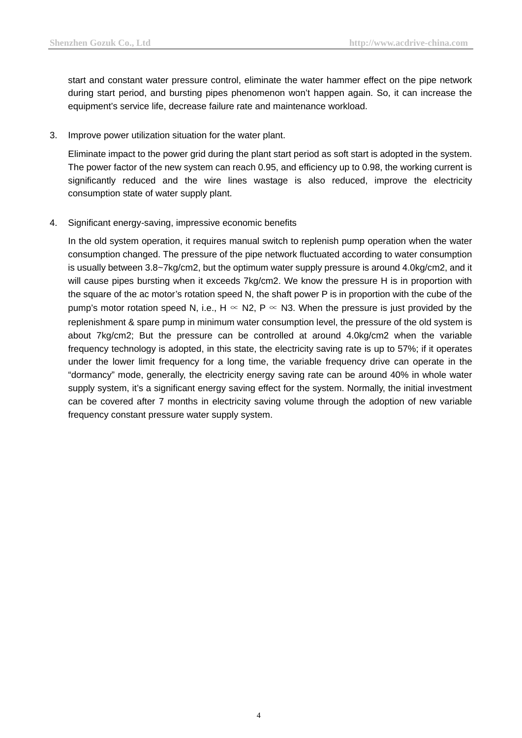start and constant water pressure control, eliminate the water hammer effect on the pipe network during start period, and bursting pipes phenomenon won't happen again. So, it can increase the equipment's service life, decrease failure rate and maintenance workload.

3. Improve power utilization situation for the water plant.

   Eliminate impact to the power grid during the plant start period as soft start is adopted in the system. The power factor of the new system can reach 0.95, and efficiency up to 0.98, the working current is significantly reduced and the wire lines wastage is also reduced, improve the electricity consumption state of water supply plant.

4. Significant energy-saving, impressive economic benefits

   In the old system operation, it requires manual switch to replenish pump operation when the water consumption changed. The pressure of the pipe network fluctuated according to water consumption is usually between 3.8~7kg/cm2, but the optimum water supply pressure is around 4.0kg/cm2, and it will cause pipes bursting when it exceeds 7kg/cm2. We know the pressure H is in proportion with the square of the ac motor's rotation speed N, the shaft power P is in proportion with the cube of the pump's motor rotation speed N, i.e., $H \propto N2$, $P \propto N3$. When the pressure is just provided by the replenishment & spare pump in minimum water consumption level, the pressure of the old system is about 7kg/cm2; But the pressure can be controlled at around 4.0kg/cm2 when the variable frequency technology is adopted, in this state, the electricity saving rate is up to 57%; if it operates under the lower limit frequency for a long time, the variable frequency drive can operate in the "dormancy" mode, generally, the electricity energy saving rate can be around 40% in whole water supply system, it's a significant energy saving effect for the system. Normally, the initial investment can be covered after 7 months in electricity saving volume through the adoption of new variable frequency constant pressure water supply system.